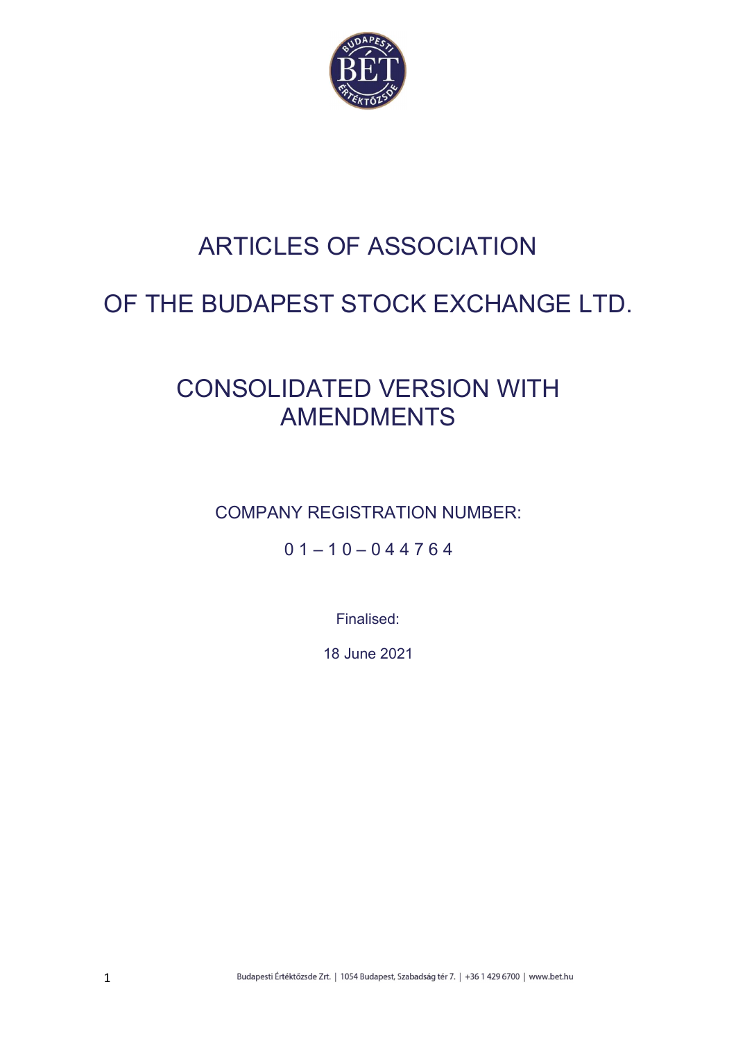# ARTICLES OF ASSOCIATION

# OF THE BUDAPEST STOCK EXCHANGE LTD.

## CONSOLIDATED VERSION WITH AMENDMENTS

COMPANY REGISTRATION NUMBER:

0 1 – 1 0 – 0 4 4 7 6 4

Finalised:

18 June 2021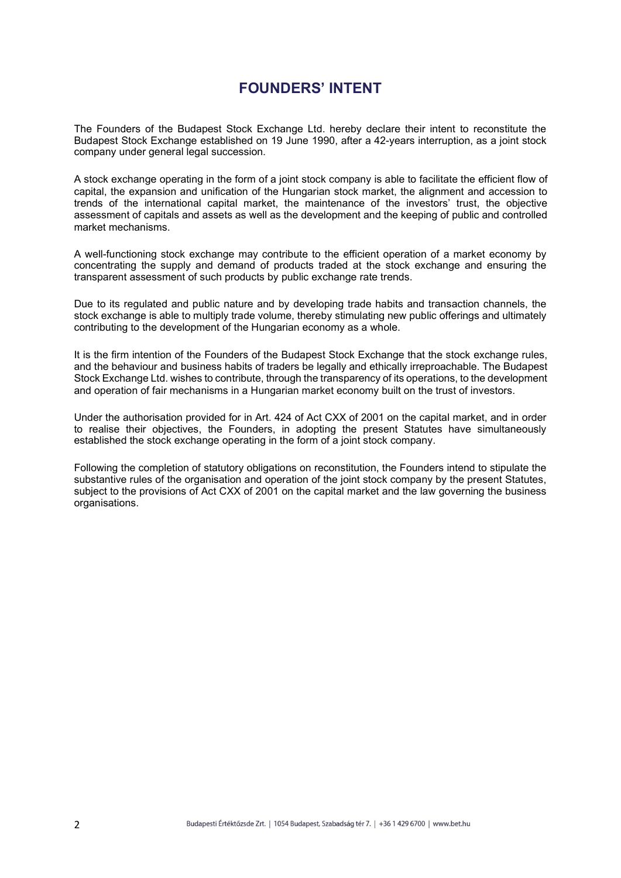# FOUNDERS' INTENT

The Founders of the Budapest Stock Exchange Ltd. hereby declare their intent to reconstitute the Budapest Stock Exchange established on 19 June 1990, after a 42-years interruption, as a joint stock company under general legal succession.

A stock exchange operating in the form of a joint stock company is able to facilitate the efficient flow of capital, the expansion and unification of the Hungarian stock market, the alignment and accession to trends of the international capital market, the maintenance of the investors' trust, the objective assessment of capitals and assets as well as the development and the keeping of public and controlled market mechanisms.

A well-functioning stock exchange may contribute to the efficient operation of a market economy by concentrating the supply and demand of products traded at the stock exchange and ensuring the transparent assessment of such products by public exchange rate trends.

Due to its regulated and public nature and by developing trade habits and transaction channels, the stock exchange is able to multiply trade volume, thereby stimulating new public offerings and ultimately contributing to the development of the Hungarian economy as a whole.

It is the firm intention of the Founders of the Budapest Stock Exchange that the stock exchange rules, and the behaviour and business habits of traders be legally and ethically irreproachable. The Budapest Stock Exchange Ltd. wishes to contribute, through the transparency of its operations, to the development and operation of fair mechanisms in a Hungarian market economy built on the trust of investors.

Under the authorisation provided for in Art. 424 of Act CXX of 2001 on the capital market, and in order to realise their objectives, the Founders, in adopting the present Statutes have simultaneously established the stock exchange operating in the form of a joint stock company.

Following the completion of statutory obligations on reconstitution, the Founders intend to stipulate the substantive rules of the organisation and operation of the joint stock company by the present Statutes, subject to the provisions of Act CXX of 2001 on the capital market and the law governing the business organisations.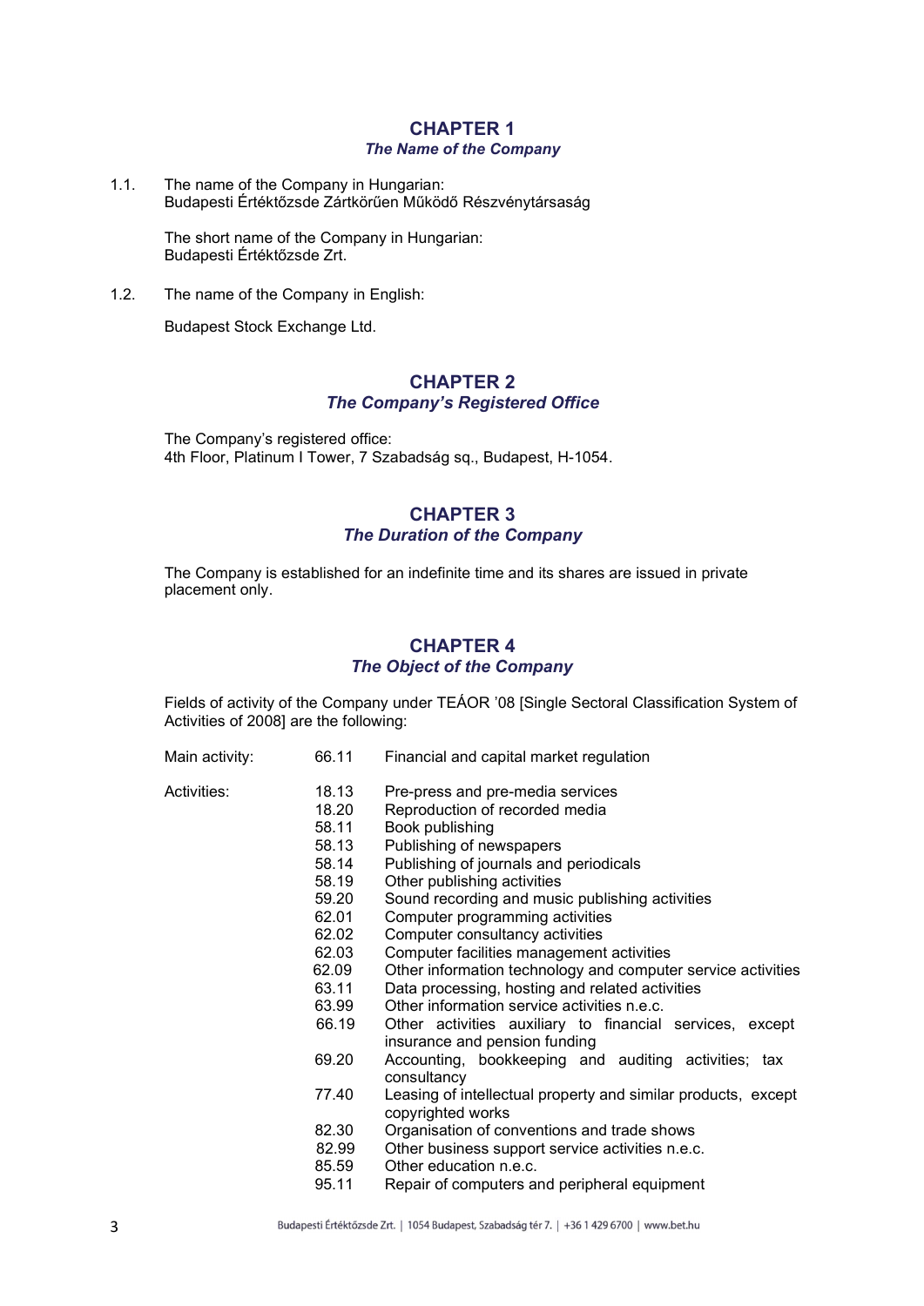## CHAPTER 1
### *The Name of the Company*

1.1. The name of the Company in Hungarian:
Budapesti Értéktőzsde Zártkörűen Működő Részvénytársaság

The short name of the Company in Hungarian:
Budapesti Értéktőzsde Zrt.

1.2. The name of the Company in English:

Budapest Stock Exchange Ltd.

## CHAPTER 2
### *The Company's Registered Office*

The Company's registered office:
4th Floor, Platinum I Tower, 7 Szabadság sq., Budapest, H-1054.

## CHAPTER 3
### *The Duration of the Company*

The Company is established for an indefinite time and its shares are issued in private placement only.

## CHAPTER 4
### *The Object of the Company*

Fields of activity of the Company under TEÁOR '08 [Single Sectoral Classification System of Activities of 2008] are the following:

| | | |
|---|---|---|
| Main activity: | 66.11 | Financial and capital market regulation |
| Activities: | 18.13 | Pre-press and pre-media services |
| | 18.20 | Reproduction of recorded media |
| | 58.11 | Book publishing |
| | 58.13 | Publishing of newspapers |
| | 58.14 | Publishing of journals and periodicals |
| | 58.19 | Other publishing activities |
| | 59.20 | Sound recording and music publishing activities |
| | 62.01 | Computer programming activities |
| | 62.02 | Computer consultancy activities |
| | 62.03 | Computer facilities management activities |
| | 62.09 | Other information technology and computer service activities |
| | 63.11 | Data processing, hosting and related activities |
| | 63.99 | Other information service activities n.e.c. |
| | 66.19 | Other activities auxiliary to financial services, except insurance and pension funding |
| | 69.20 | Accounting, bookkeeping and auditing activities; tax consultancy |
| | 77.40 | Leasing of intellectual property and similar products, except copyrighted works |
| | 82.30 | Organisation of conventions and trade shows |
| | 82.99 | Other business support service activities n.e.c. |
| | 85.59 | Other education n.e.c. |
| | 95.11 | Repair of computers and peripheral equipment |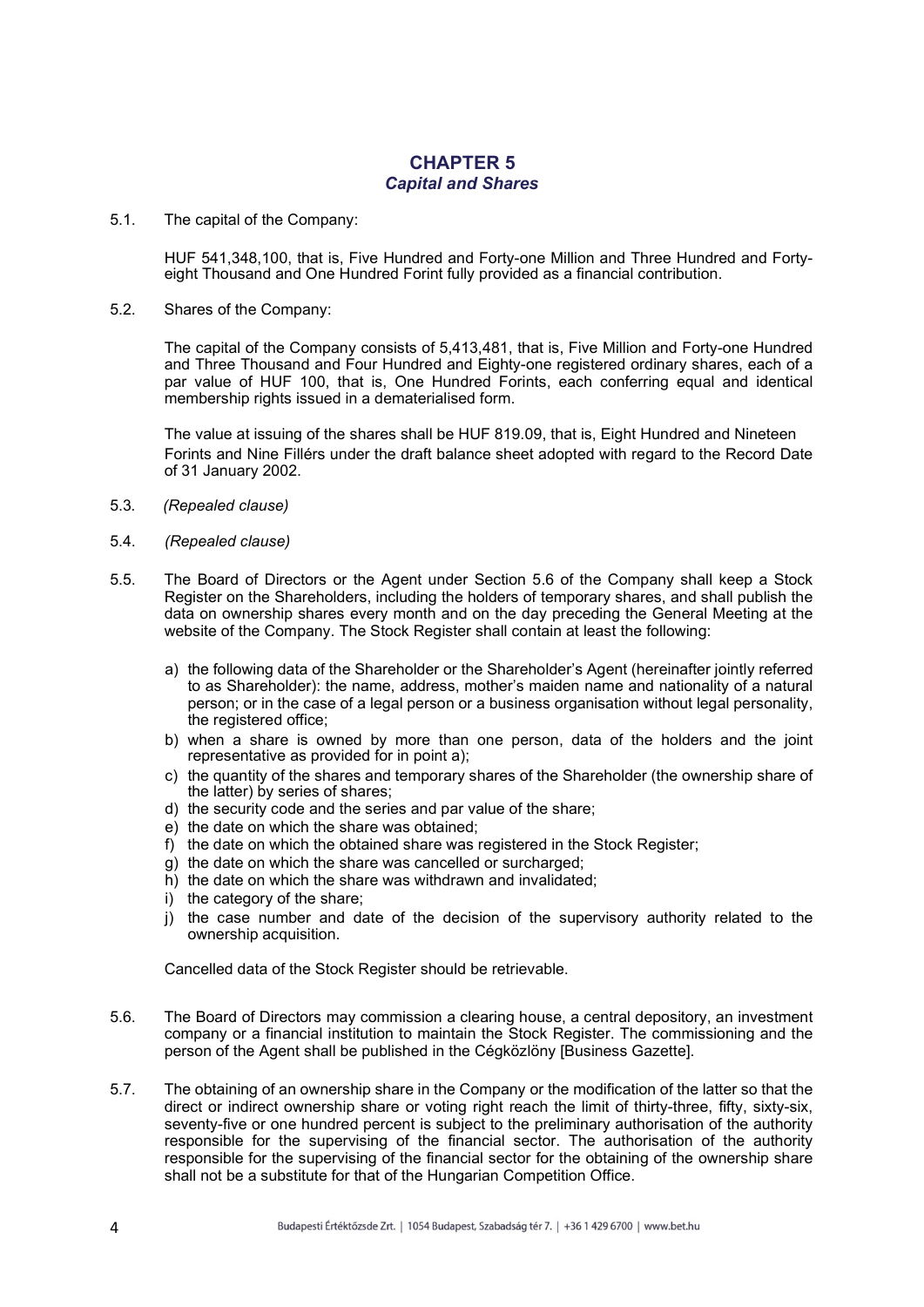## CHAPTER 5
### *Capital and Shares*

5.1. The capital of the Company:

HUF 541,348,100, that is, Five Hundred and Forty-one Million and Three Hundred and Forty-eight Thousand and One Hundred Forint fully provided as a financial contribution.

5.2. Shares of the Company:

The capital of the Company consists of 5,413,481, that is, Five Million and Forty-one Hundred and Three Thousand and Four Hundred and Eighty-one registered ordinary shares, each of a par value of HUF 100, that is, One Hundred Forints, each conferring equal and identical membership rights issued in a dematerialised form.

The value at issuing of the shares shall be HUF 819.09, that is, Eight Hundred and Nineteen Forints and Nine Fillérs under the draft balance sheet adopted with regard to the Record Date of 31 January 2002.

5.3. *(Repealed clause)*

5.4. *(Repealed clause)*

5.5. The Board of Directors or the Agent under Section 5.6 of the Company shall keep a Stock Register on the Shareholders, including the holders of temporary shares, and shall publish the data on ownership shares every month and on the day preceding the General Meeting at the website of the Company. The Stock Register shall contain at least the following:

a) the following data of the Shareholder or the Shareholder's Agent (hereinafter jointly referred to as Shareholder): the name, address, mother's maiden name and nationality of a natural person; or in the case of a legal person or a business organisation without legal personality, the registered office;
b) when a share is owned by more than one person, data of the holders and the joint representative as provided for in point a);
c) the quantity of the shares and temporary shares of the Shareholder (the ownership share of the latter) by series of shares;
d) the security code and the series and par value of the share;
e) the date on which the share was obtained;
f) the date on which the obtained share was registered in the Stock Register;
g) the date on which the share was cancelled or surcharged;
h) the date on which the share was withdrawn and invalidated;
i) the category of the share;
j) the case number and date of the decision of the supervisory authority related to the ownership acquisition.

Cancelled data of the Stock Register should be retrievable.

5.6. The Board of Directors may commission a clearing house, a central depository, an investment company or a financial institution to maintain the Stock Register. The commissioning and the person of the Agent shall be published in the Cégközlöny [Business Gazette].

5.7. The obtaining of an ownership share in the Company or the modification of the latter so that the direct or indirect ownership share or voting right reach the limit of thirty-three, fifty, sixty-six, seventy-five or one hundred percent is subject to the preliminary authorisation of the authority responsible for the supervising of the financial sector. The authorisation of the authority responsible for the supervising of the financial sector for the obtaining of the ownership share shall not be a substitute for that of the Hungarian Competition Office.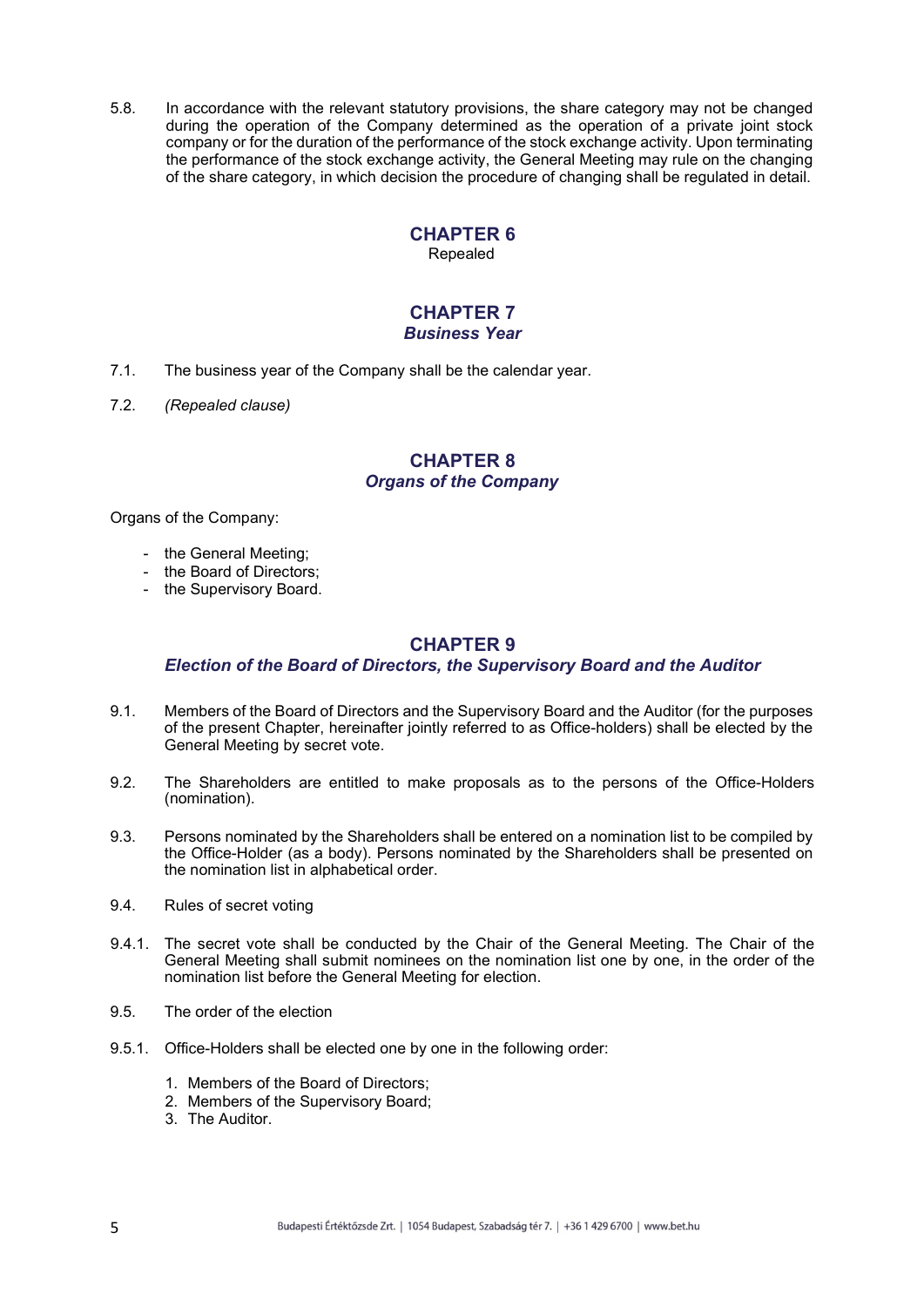5.8. In accordance with the relevant statutory provisions, the share category may not be changed during the operation of the Company determined as the operation of a private joint stock company or for the duration of the performance of the stock exchange activity. Upon terminating the performance of the stock exchange activity, the General Meeting may rule on the changing of the share category, in which decision the procedure of changing shall be regulated in detail.

## CHAPTER 6

Repealed

## CHAPTER 7
### *Business Year*

7.1. The business year of the Company shall be the calendar year.

7.2. *(Repealed clause)*

## CHAPTER 8
### *Organs of the Company*

Organs of the Company:

- the General Meeting;
- the Board of Directors;
- the Supervisory Board.

## CHAPTER 9
### *Election of the Board of Directors, the Supervisory Board and the Auditor*

9.1. Members of the Board of Directors and the Supervisory Board and the Auditor (for the purposes of the present Chapter, hereinafter jointly referred to as Office-holders) shall be elected by the General Meeting by secret vote.

9.2. The Shareholders are entitled to make proposals as to the persons of the Office-Holders (nomination).

9.3. Persons nominated by the Shareholders shall be entered on a nomination list to be compiled by the Office-Holder (as a body). Persons nominated by the Shareholders shall be presented on the nomination list in alphabetical order.

9.4. Rules of secret voting

9.4.1. The secret vote shall be conducted by the Chair of the General Meeting. The Chair of the General Meeting shall submit nominees on the nomination list one by one, in the order of the nomination list before the General Meeting for election.

9.5. The order of the election

9.5.1. Office-Holders shall be elected one by one in the following order:

1. Members of the Board of Directors;
2. Members of the Supervisory Board;
3. The Auditor.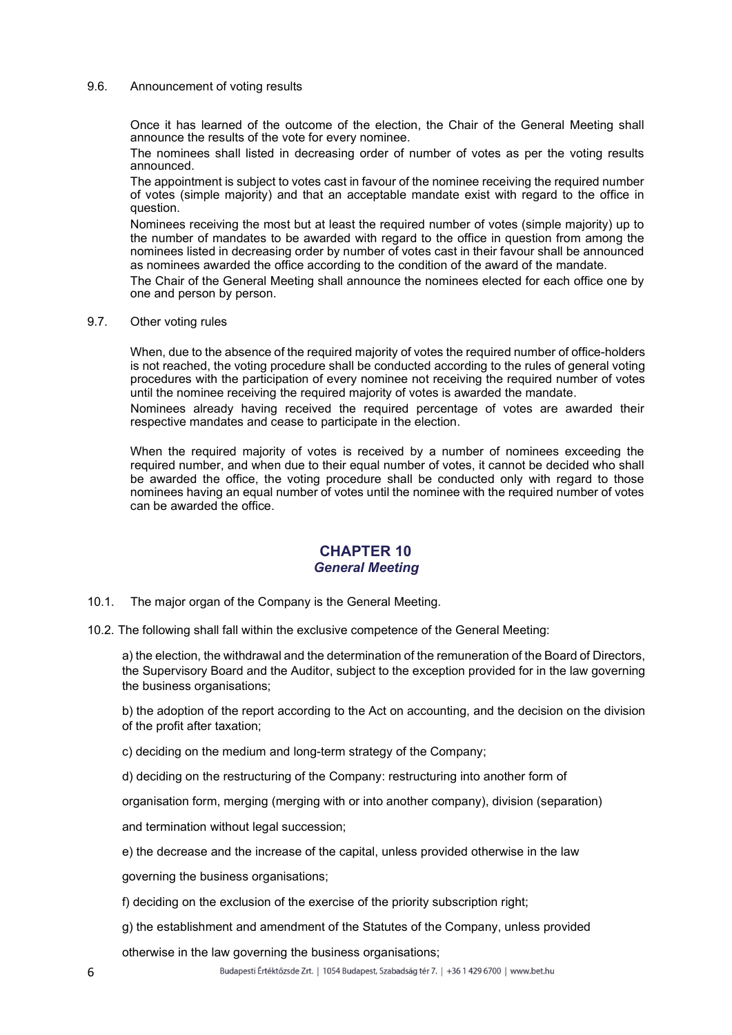### 9.6. Announcement of voting results

Once it has learned of the outcome of the election, the Chair of the General Meeting shall announce the results of the vote for every nominee.

The nominees shall listed in decreasing order of number of votes as per the voting results announced.

The appointment is subject to votes cast in favour of the nominee receiving the required number of votes (simple majority) and that an acceptable mandate exist with regard to the office in question.

Nominees receiving the most but at least the required number of votes (simple majority) up to the number of mandates to be awarded with regard to the office in question from among the nominees listed in decreasing order by number of votes cast in their favour shall be announced as nominees awarded the office according to the condition of the award of the mandate.

The Chair of the General Meeting shall announce the nominees elected for each office one by one and person by person.

### 9.7. Other voting rules

When, due to the absence of the required majority of votes the required number of office-holders is not reached, the voting procedure shall be conducted according to the rules of general voting procedures with the participation of every nominee not receiving the required number of votes until the nominee receiving the required majority of votes is awarded the mandate.

Nominees already having received the required percentage of votes are awarded their respective mandates and cease to participate in the election.

When the required majority of votes is received by a number of nominees exceeding the required number, and when due to their equal number of votes, it cannot be decided who shall be awarded the office, the voting procedure shall be conducted only with regard to those nominees having an equal number of votes until the nominee with the required number of votes can be awarded the office.

## CHAPTER 10
## *General Meeting*

10.1. The major organ of the Company is the General Meeting.

10.2. The following shall fall within the exclusive competence of the General Meeting:

a) the election, the withdrawal and the determination of the remuneration of the Board of Directors, the Supervisory Board and the Auditor, subject to the exception provided for in the law governing the business organisations;

b) the adoption of the report according to the Act on accounting, and the decision on the division of the profit after taxation;

c) deciding on the medium and long-term strategy of the Company;

d) deciding on the restructuring of the Company: restructuring into another form of organisation form, merging (merging with or into another company), division (separation) and termination without legal succession;

e) the decrease and the increase of the capital, unless provided otherwise in the law governing the business organisations;

f) deciding on the exclusion of the exercise of the priority subscription right;

g) the establishment and amendment of the Statutes of the Company, unless provided otherwise in the law governing the business organisations;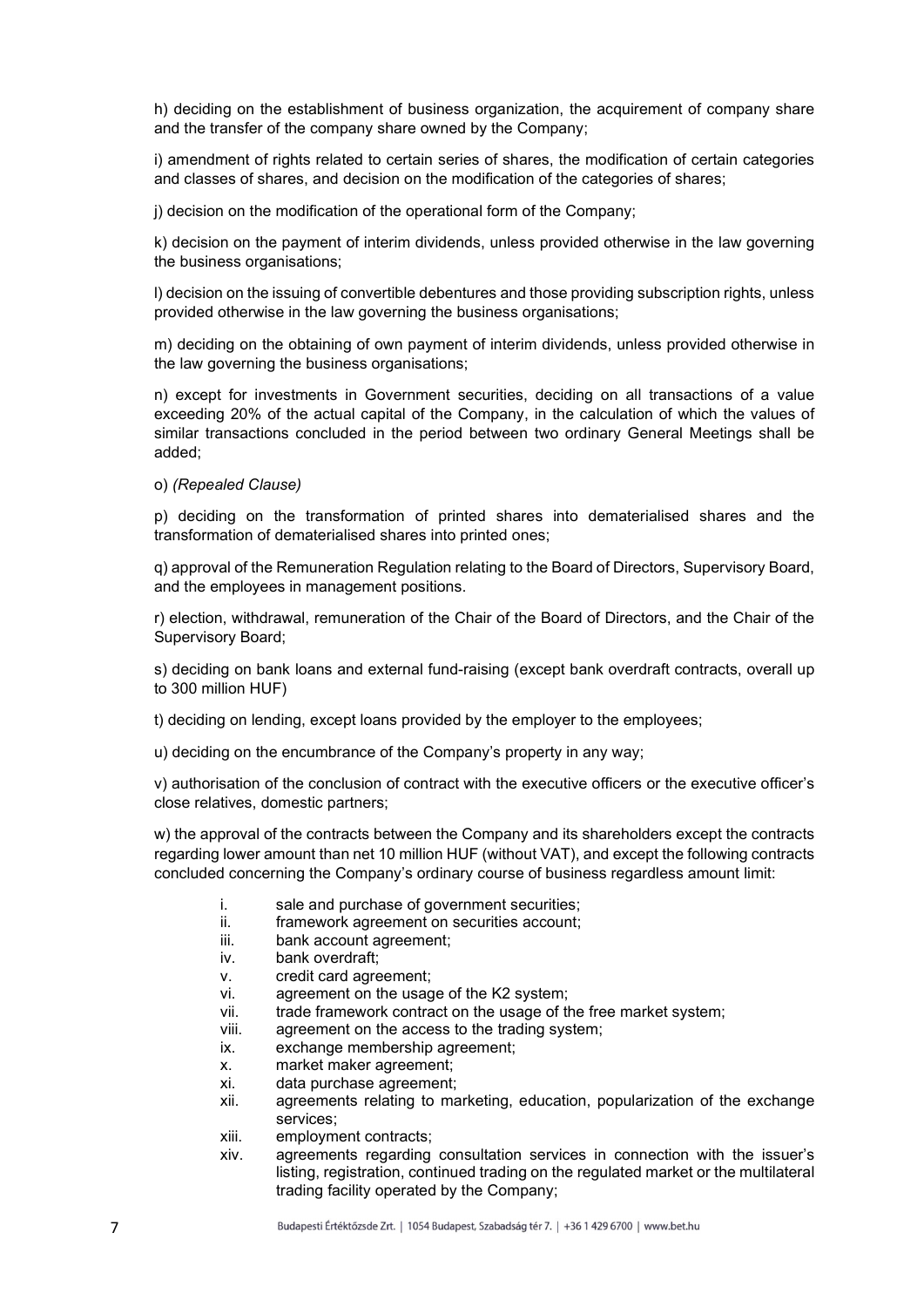h) deciding on the establishment of business organization, the acquirement of company share and the transfer of the company share owned by the Company;

i) amendment of rights related to certain series of shares, the modification of certain categories and classes of shares, and decision on the modification of the categories of shares;

j) decision on the modification of the operational form of the Company;

k) decision on the payment of interim dividends, unless provided otherwise in the law governing the business organisations;

l) decision on the issuing of convertible debentures and those providing subscription rights, unless provided otherwise in the law governing the business organisations;

m) deciding on the obtaining of own payment of interim dividends, unless provided otherwise in the law governing the business organisations;

n) except for investments in Government securities, deciding on all transactions of a value exceeding 20% of the actual capital of the Company, in the calculation of which the values of similar transactions concluded in the period between two ordinary General Meetings shall be added;

o) *(Repealed Clause)*

p) deciding on the transformation of printed shares into dematerialised shares and the transformation of dematerialised shares into printed ones;

q) approval of the Remuneration Regulation relating to the Board of Directors, Supervisory Board, and the employees in management positions.

r) election, withdrawal, remuneration of the Chair of the Board of Directors, and the Chair of the Supervisory Board;

s) deciding on bank loans and external fund-raising (except bank overdraft contracts, overall up to 300 million HUF)

t) deciding on lending, except loans provided by the employer to the employees;

u) deciding on the encumbrance of the Company's property in any way;

v) authorisation of the conclusion of contract with the executive officers or the executive officer's close relatives, domestic partners;

w) the approval of the contracts between the Company and its shareholders except the contracts regarding lower amount than net 10 million HUF (without VAT), and except the following contracts concluded concerning the Company's ordinary course of business regardless amount limit:

- i. sale and purchase of government securities;
- ii. framework agreement on securities account;
- iii. bank account agreement;
- iv. bank overdraft;
- v. credit card agreement;
- vi. agreement on the usage of the K2 system;
- vii. trade framework contract on the usage of the free market system;
- viii. agreement on the access to the trading system;
- ix. exchange membership agreement;
- x. market maker agreement;
- xi. data purchase agreement;
- xii. agreements relating to marketing, education, popularization of the exchange services;
- xiii. employment contracts;
- xiv. agreements regarding consultation services in connection with the issuer's listing, registration, continued trading on the regulated market or the multilateral trading facility operated by the Company;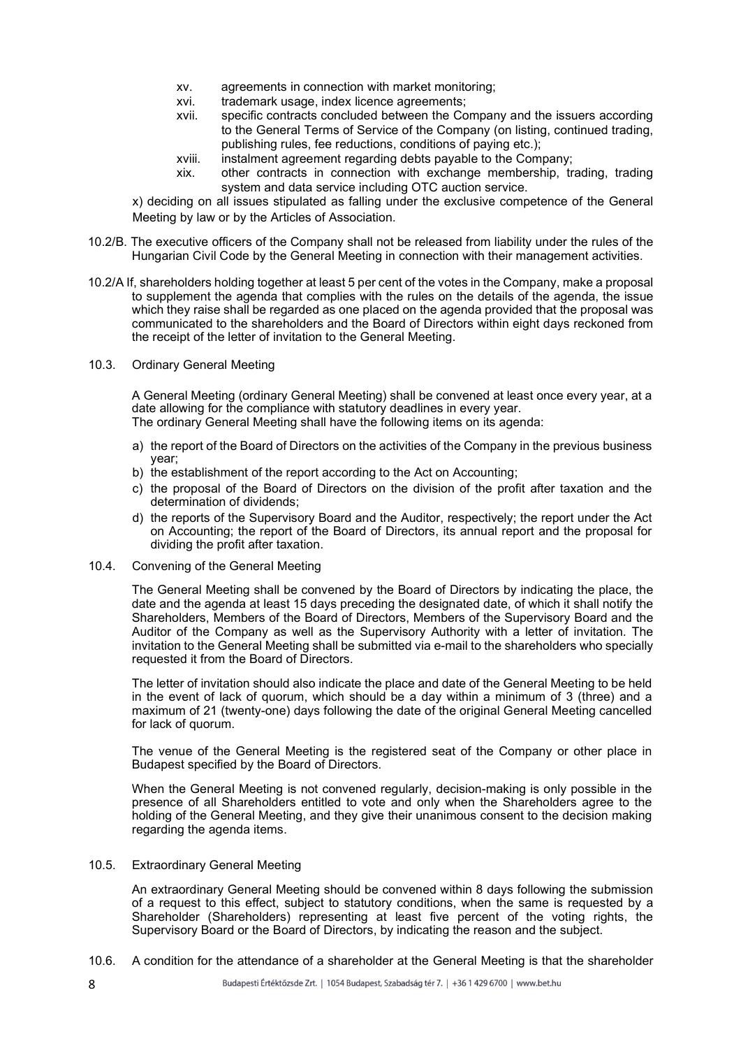xv. agreements in connection with market monitoring;
xvi. trademark usage, index licence agreements;
xvii. specific contracts concluded between the Company and the issuers according to the General Terms of Service of the Company (on listing, continued trading, publishing rules, fee reductions, conditions of paying etc.);
xviii. instalment agreement regarding debts payable to the Company;
xix. other contracts in connection with exchange membership, trading, trading system and data service including OTC auction service.

x) deciding on all issues stipulated as falling under the exclusive competence of the General Meeting by law or by the Articles of Association.

10.2/B. The executive officers of the Company shall not be released from liability under the rules of the Hungarian Civil Code by the General Meeting in connection with their management activities.

10.2/A If, shareholders holding together at least 5 per cent of the votes in the Company, make a proposal to supplement the agenda that complies with the rules on the details of the agenda, the issue which they raise shall be regarded as one placed on the agenda provided that the proposal was communicated to the shareholders and the Board of Directors within eight days reckoned from the receipt of the letter of invitation to the General Meeting.

10.3. Ordinary General Meeting

A General Meeting (ordinary General Meeting) shall be convened at least once every year, at a date allowing for the compliance with statutory deadlines in every year.
The ordinary General Meeting shall have the following items on its agenda:

a) the report of the Board of Directors on the activities of the Company in the previous business year;
b) the establishment of the report according to the Act on Accounting;
c) the proposal of the Board of Directors on the division of the profit after taxation and the determination of dividends;
d) the reports of the Supervisory Board and the Auditor, respectively; the report under the Act on Accounting; the report of the Board of Directors, its annual report and the proposal for dividing the profit after taxation.

10.4. Convening of the General Meeting

The General Meeting shall be convened by the Board of Directors by indicating the place, the date and the agenda at least 15 days preceding the designated date, of which it shall notify the Shareholders, Members of the Board of Directors, Members of the Supervisory Board and the Auditor of the Company as well as the Supervisory Authority with a letter of invitation. The invitation to the General Meeting shall be submitted via e-mail to the shareholders who specially requested it from the Board of Directors.

The letter of invitation should also indicate the place and date of the General Meeting to be held in the event of lack of quorum, which should be a day within a minimum of 3 (three) and a maximum of 21 (twenty-one) days following the date of the original General Meeting cancelled for lack of quorum.

The venue of the General Meeting is the registered seat of the Company or other place in Budapest specified by the Board of Directors.

When the General Meeting is not convened regularly, decision-making is only possible in the presence of all Shareholders entitled to vote and only when the Shareholders agree to the holding of the General Meeting, and they give their unanimous consent to the decision making regarding the agenda items.

10.5. Extraordinary General Meeting

An extraordinary General Meeting should be convened within 8 days following the submission of a request to this effect, subject to statutory conditions, when the same is requested by a Shareholder (Shareholders) representing at least five percent of the voting rights, the Supervisory Board or the Board of Directors, by indicating the reason and the subject.

10.6. A condition for the attendance of a shareholder at the General Meeting is that the shareholder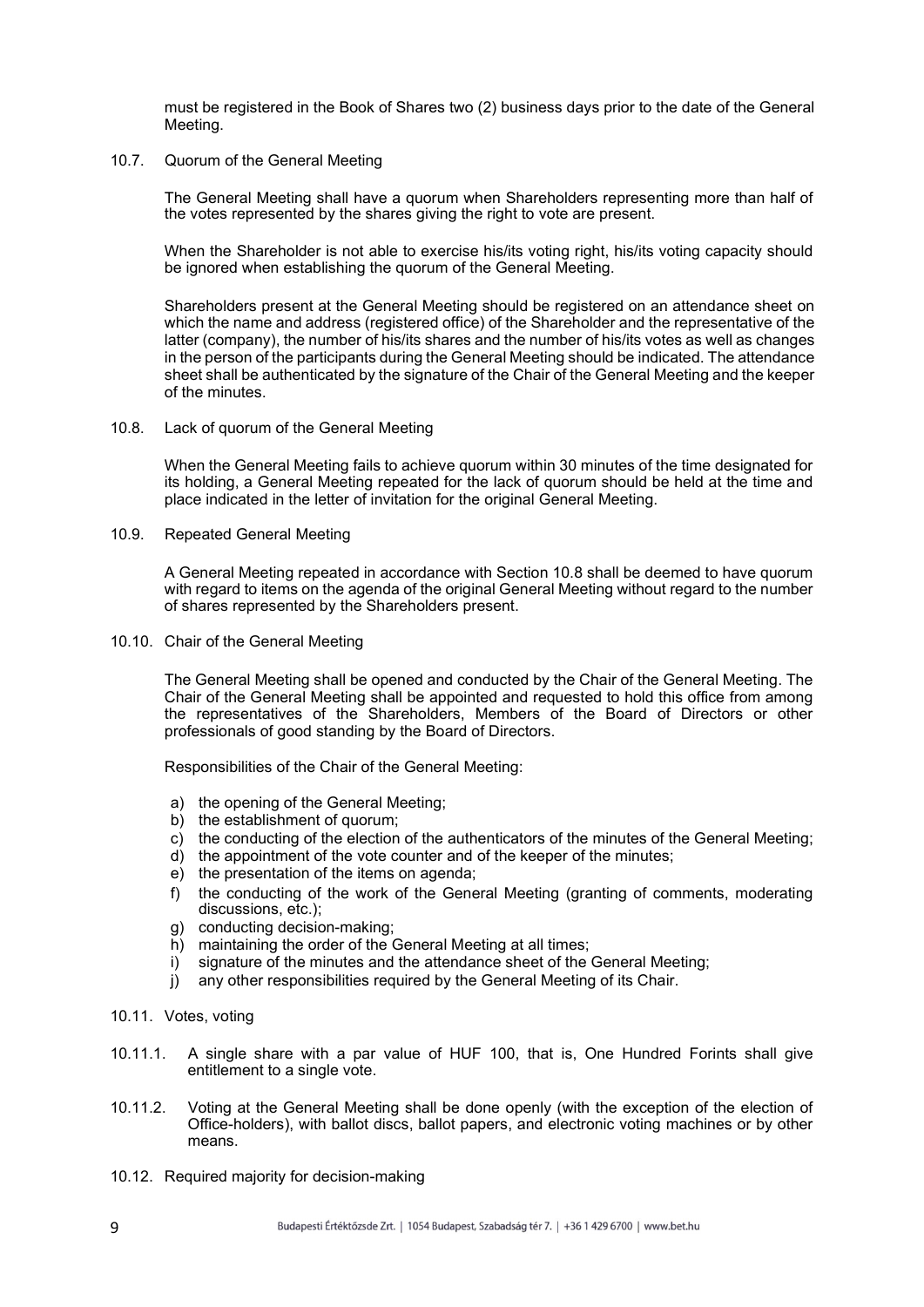must be registered in the Book of Shares two (2) business days prior to the date of the General Meeting.

### 10.7. Quorum of the General Meeting

The General Meeting shall have a quorum when Shareholders representing more than half of the votes represented by the shares giving the right to vote are present.

When the Shareholder is not able to exercise his/its voting right, his/its voting capacity should be ignored when establishing the quorum of the General Meeting.

Shareholders present at the General Meeting should be registered on an attendance sheet on which the name and address (registered office) of the Shareholder and the representative of the latter (company), the number of his/its shares and the number of his/its votes as well as changes in the person of the participants during the General Meeting should be indicated. The attendance sheet shall be authenticated by the signature of the Chair of the General Meeting and the keeper of the minutes.

### 10.8. Lack of quorum of the General Meeting

When the General Meeting fails to achieve quorum within 30 minutes of the time designated for its holding, a General Meeting repeated for the lack of quorum should be held at the time and place indicated in the letter of invitation for the original General Meeting.

### 10.9. Repeated General Meeting

A General Meeting repeated in accordance with Section 10.8 shall be deemed to have quorum with regard to items on the agenda of the original General Meeting without regard to the number of shares represented by the Shareholders present.

### 10.10. Chair of the General Meeting

The General Meeting shall be opened and conducted by the Chair of the General Meeting. The Chair of the General Meeting shall be appointed and requested to hold this office from among the representatives of the Shareholders, Members of the Board of Directors or other professionals of good standing by the Board of Directors.

Responsibilities of the Chair of the General Meeting:

a) the opening of the General Meeting;
b) the establishment of quorum;
c) the conducting of the election of the authenticators of the minutes of the General Meeting;
d) the appointment of the vote counter and of the keeper of the minutes;
e) the presentation of the items on agenda;
f) the conducting of the work of the General Meeting (granting of comments, moderating discussions, etc.);
g) conducting decision-making;
h) maintaining the order of the General Meeting at all times;
i) signature of the minutes and the attendance sheet of the General Meeting;
j) any other responsibilities required by the General Meeting of its Chair.

### 10.11. Votes, voting

10.11.1. A single share with a par value of HUF 100, that is, One Hundred Forints shall give entitlement to a single vote.

10.11.2. Voting at the General Meeting shall be done openly (with the exception of the election of Office-holders), with ballot discs, ballot papers, and electronic voting machines or by other means.

### 10.12. Required majority for decision-making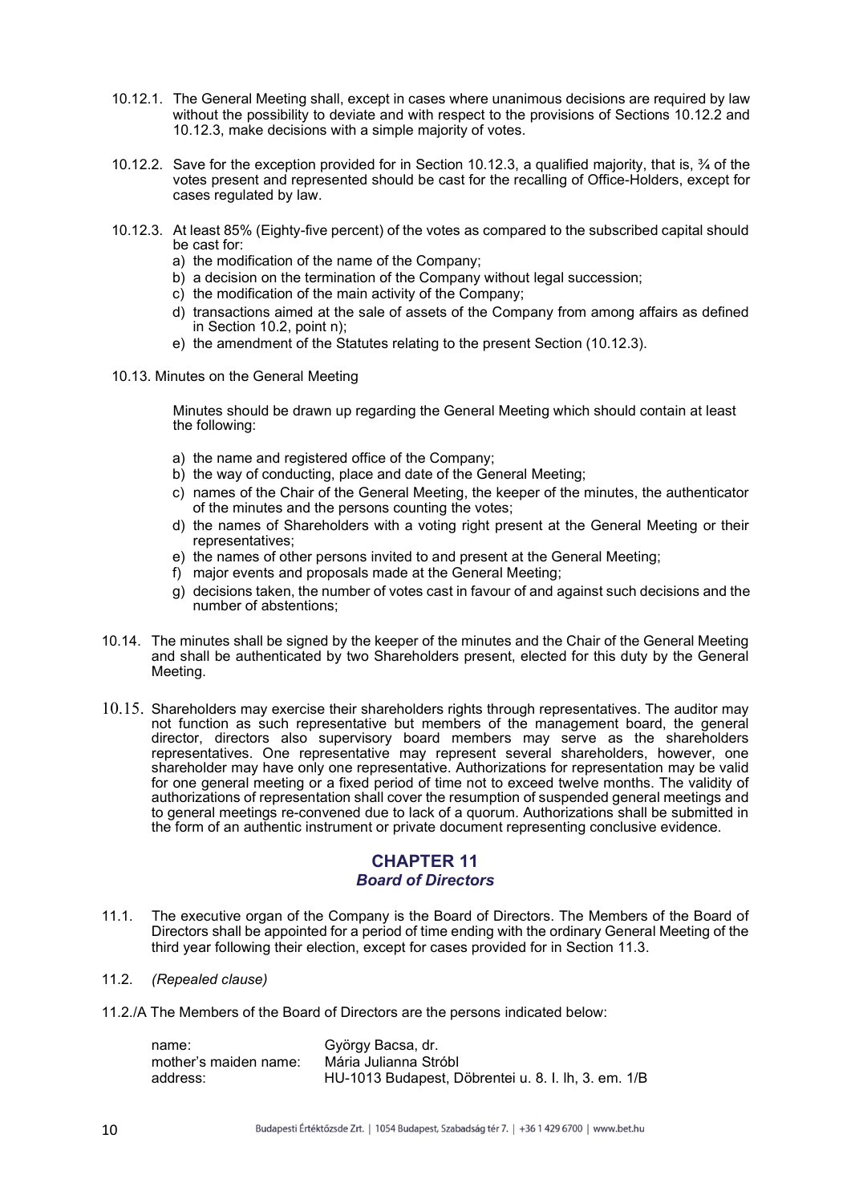10.12.1. The General Meeting shall, except in cases where unanimous decisions are required by law without the possibility to deviate and with respect to the provisions of Sections 10.12.2 and 10.12.3, make decisions with a simple majority of votes.

10.12.2. Save for the exception provided for in Section 10.12.3, a qualified majority, that is, ¾ of the votes present and represented should be cast for the recalling of Office-Holders, except for cases regulated by law.

10.12.3. At least 85% (Eighty-five percent) of the votes as compared to the subscribed capital should be cast for:

a) the modification of the name of the Company;
b) a decision on the termination of the Company without legal succession;
c) the modification of the main activity of the Company;
d) transactions aimed at the sale of assets of the Company from among affairs as defined in Section 10.2, point n);
e) the amendment of the Statutes relating to the present Section (10.12.3).

10.13. Minutes on the General Meeting

Minutes should be drawn up regarding the General Meeting which should contain at least the following:

a) the name and registered office of the Company;
b) the way of conducting, place and date of the General Meeting;
c) names of the Chair of the General Meeting, the keeper of the minutes, the authenticator of the minutes and the persons counting the votes;
d) the names of Shareholders with a voting right present at the General Meeting or their representatives;
e) the names of other persons invited to and present at the General Meeting;
f) major events and proposals made at the General Meeting;
g) decisions taken, the number of votes cast in favour of and against such decisions and the number of abstentions;

10.14. The minutes shall be signed by the keeper of the minutes and the Chair of the General Meeting and shall be authenticated by two Shareholders present, elected for this duty by the General Meeting.

10.15. Shareholders may exercise their shareholders rights through representatives. The auditor may not function as such representative but members of the management board, the general director, directors also supervisory board members may serve as the shareholders representatives. One representative may represent several shareholders, however, one shareholder may have only one representative. Authorizations for representation may be valid for one general meeting or a fixed period of time not to exceed twelve months. The validity of authorizations of representation shall cover the resumption of suspended general meetings and to general meetings re-convened due to lack of a quorum. Authorizations shall be submitted in the form of an authentic instrument or private document representing conclusive evidence.

## CHAPTER 11
### *Board of Directors*

11.1. The executive organ of the Company is the Board of Directors. The Members of the Board of Directors shall be appointed for a period of time ending with the ordinary General Meeting of the third year following their election, except for cases provided for in Section 11.3.

11.2. *(Repealed clause)*

11.2./A The Members of the Board of Directors are the persons indicated below:

| | |
|---|---|
| name: | György Bacsa, dr. |
| mother's maiden name: | Mária Julianna Stróbl |
| address: | HU-1013 Budapest, Döbrentei u. 8. I. lh, 3. em. 1/B |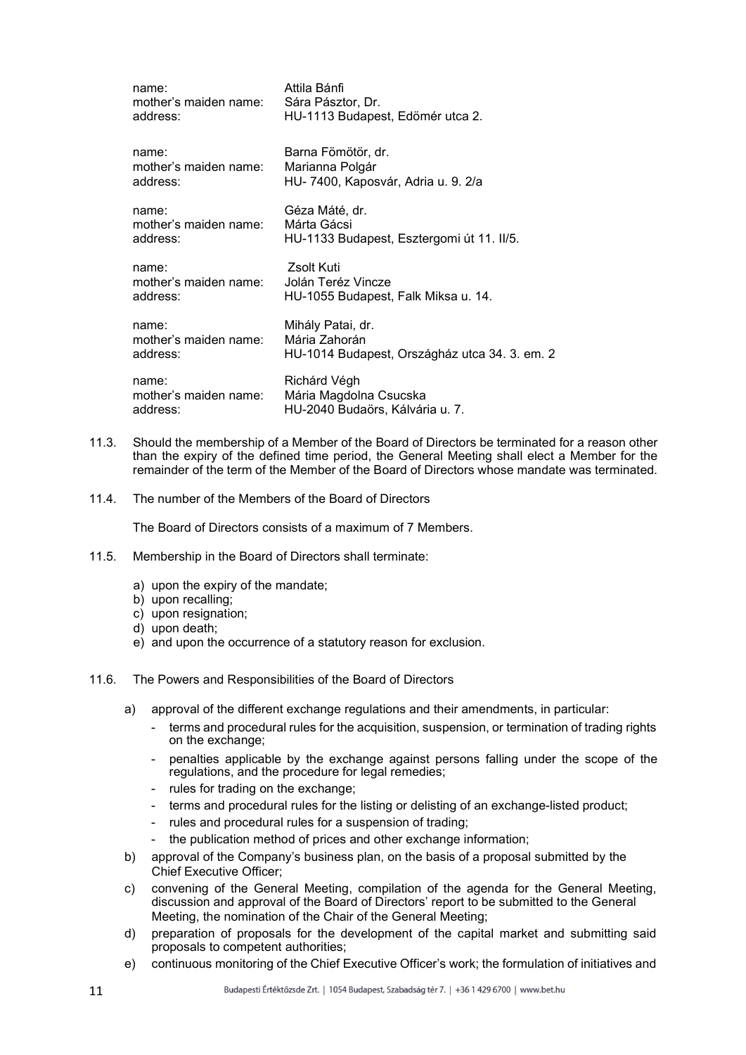| | |
|---|---|
| name: | Attila Bánfi |
| mother's maiden name: | Sára Pásztor, Dr. |
| address: | HU-1113 Budapest, Edömér utca 2. |
| | |
| name: | Barna Fömötör, dr. |
| mother's maiden name: | Marianna Polgár |
| address: | HU- 7400, Kaposvár, Adria u. 9. 2/a |
| | |
| name: | Géza Máté, dr. |
| mother's maiden name: | Márta Gácsi |
| address: | HU-1133 Budapest, Esztergomi út 11. II/5. |
| | |
| name: | Zsolt Kuti |
| mother's maiden name: | Jolán Teréz Vincze |
| address: | HU-1055 Budapest, Falk Miksa u. 14. |
| | |
| name: | Mihály Patai, dr. |
| mother's maiden name: | Mária Zahorán |
| address: | HU-1014 Budapest, Országház utca 34. 3. em. 2 |
| | |
| name: | Richárd Végh |
| mother's maiden name: | Mária Magdolna Csucska |
| address: | HU-2040 Budaörs, Kálvária u. 7. |

11.3. Should the membership of a Member of the Board of Directors be terminated for a reason other than the expiry of the defined time period, the General Meeting shall elect a Member for the remainder of the term of the Member of the Board of Directors whose mandate was terminated.

11.4. The number of the Members of the Board of Directors

The Board of Directors consists of a maximum of 7 Members.

11.5. Membership in the Board of Directors shall terminate:

a) upon the expiry of the mandate;
b) upon recalling;
c) upon resignation;
d) upon death;
e) and upon the occurrence of a statutory reason for exclusion.

11.6. The Powers and Responsibilities of the Board of Directors

a) approval of the different exchange regulations and their amendments, in particular:
   - terms and procedural rules for the acquisition, suspension, or termination of trading rights on the exchange;
   - penalties applicable by the exchange against persons falling under the scope of the regulations, and the procedure for legal remedies;
   - rules for trading on the exchange;
   - terms and procedural rules for the listing or delisting of an exchange-listed product;
   - rules and procedural rules for a suspension of trading;
   - the publication method of prices and other exchange information;
b) approval of the Company's business plan, on the basis of a proposal submitted by the Chief Executive Officer;
c) convening of the General Meeting, compilation of the agenda for the General Meeting, discussion and approval of the Board of Directors' report to be submitted to the General Meeting, the nomination of the Chair of the General Meeting;
d) preparation of proposals for the development of the capital market and submitting said proposals to competent authorities;
e) continuous monitoring of the Chief Executive Officer's work; the formulation of initiatives and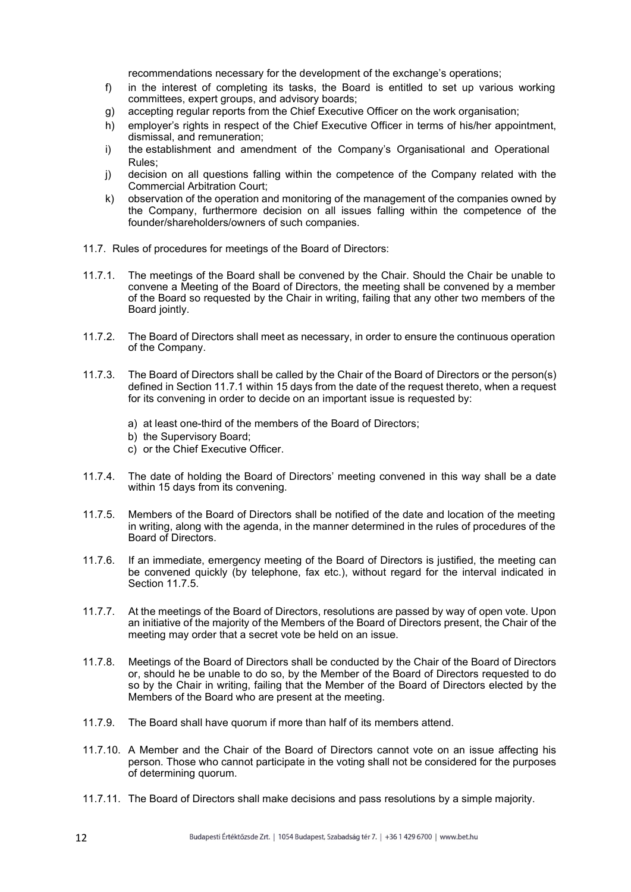recommendations necessary for the development of the exchange's operations;

f) in the interest of completing its tasks, the Board is entitled to set up various working committees, expert groups, and advisory boards;

g) accepting regular reports from the Chief Executive Officer on the work organisation;

h) employer's rights in respect of the Chief Executive Officer in terms of his/her appointment, dismissal, and remuneration;

i) the establishment and amendment of the Company's Organisational and Operational Rules;

j) decision on all questions falling within the competence of the Company related with the Commercial Arbitration Court;

k) observation of the operation and monitoring of the management of the companies owned by the Company, furthermore decision on all issues falling within the competence of the founder/shareholders/owners of such companies.

11.7. Rules of procedures for meetings of the Board of Directors:

11.7.1. The meetings of the Board shall be convened by the Chair. Should the Chair be unable to convene a Meeting of the Board of Directors, the meeting shall be convened by a member of the Board so requested by the Chair in writing, failing that any other two members of the Board jointly.

11.7.2. The Board of Directors shall meet as necessary, in order to ensure the continuous operation of the Company.

11.7.3. The Board of Directors shall be called by the Chair of the Board of Directors or the person(s) defined in Section 11.7.1 within 15 days from the date of the request thereto, when a request for its convening in order to decide on an important issue is requested by:

a) at least one-third of the members of the Board of Directors;
b) the Supervisory Board;
c) or the Chief Executive Officer.

11.7.4. The date of holding the Board of Directors' meeting convened in this way shall be a date within 15 days from its convening.

11.7.5. Members of the Board of Directors shall be notified of the date and location of the meeting in writing, along with the agenda, in the manner determined in the rules of procedures of the Board of Directors.

11.7.6. If an immediate, emergency meeting of the Board of Directors is justified, the meeting can be convened quickly (by telephone, fax etc.), without regard for the interval indicated in Section 11.7.5.

11.7.7. At the meetings of the Board of Directors, resolutions are passed by way of open vote. Upon an initiative of the majority of the Members of the Board of Directors present, the Chair of the meeting may order that a secret vote be held on an issue.

11.7.8. Meetings of the Board of Directors shall be conducted by the Chair of the Board of Directors or, should he be unable to do so, by the Member of the Board of Directors requested to do so by the Chair in writing, failing that the Member of the Board of Directors elected by the Members of the Board who are present at the meeting.

11.7.9. The Board shall have quorum if more than half of its members attend.

11.7.10. A Member and the Chair of the Board of Directors cannot vote on an issue affecting his person. Those who cannot participate in the voting shall not be considered for the purposes of determining quorum.

11.7.11. The Board of Directors shall make decisions and pass resolutions by a simple majority.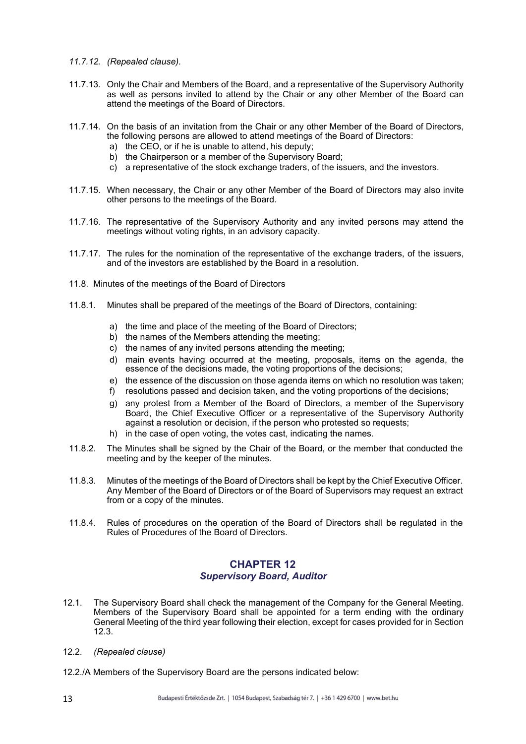*11.7.12. (Repealed clause).*

11.7.13. Only the Chair and Members of the Board, and a representative of the Supervisory Authority as well as persons invited to attend by the Chair or any other Member of the Board can attend the meetings of the Board of Directors.

11.7.14. On the basis of an invitation from the Chair or any other Member of the Board of Directors, the following persons are allowed to attend meetings of the Board of Directors:

a) the CEO, or if he is unable to attend, his deputy;
b) the Chairperson or a member of the Supervisory Board;
c) a representative of the stock exchange traders, of the issuers, and the investors.

11.7.15. When necessary, the Chair or any other Member of the Board of Directors may also invite other persons to the meetings of the Board.

11.7.16. The representative of the Supervisory Authority and any invited persons may attend the meetings without voting rights, in an advisory capacity.

11.7.17. The rules for the nomination of the representative of the exchange traders, of the issuers, and of the investors are established by the Board in a resolution.

11.8. Minutes of the meetings of the Board of Directors

11.8.1. Minutes shall be prepared of the meetings of the Board of Directors, containing:

a) the time and place of the meeting of the Board of Directors;
b) the names of the Members attending the meeting;
c) the names of any invited persons attending the meeting;
d) main events having occurred at the meeting, proposals, items on the agenda, the essence of the decisions made, the voting proportions of the decisions;
e) the essence of the discussion on those agenda items on which no resolution was taken;
f) resolutions passed and decision taken, and the voting proportions of the decisions;
g) any protest from a Member of the Board of Directors, a member of the Supervisory Board, the Chief Executive Officer or a representative of the Supervisory Authority against a resolution or decision, if the person who protested so requests;
h) in the case of open voting, the votes cast, indicating the names.

11.8.2. The Minutes shall be signed by the Chair of the Board, or the member that conducted the meeting and by the keeper of the minutes.

11.8.3. Minutes of the meetings of the Board of Directors shall be kept by the Chief Executive Officer. Any Member of the Board of Directors or of the Board of Supervisors may request an extract from or a copy of the minutes.

11.8.4. Rules of procedures on the operation of the Board of Directors shall be regulated in the Rules of Procedures of the Board of Directors.

## CHAPTER 12
### *Supervisory Board, Auditor*

12.1. The Supervisory Board shall check the management of the Company for the General Meeting. Members of the Supervisory Board shall be appointed for a term ending with the ordinary General Meeting of the third year following their election, except for cases provided for in Section 12.3.

12.2. *(Repealed clause)*

12.2./A Members of the Supervisory Board are the persons indicated below: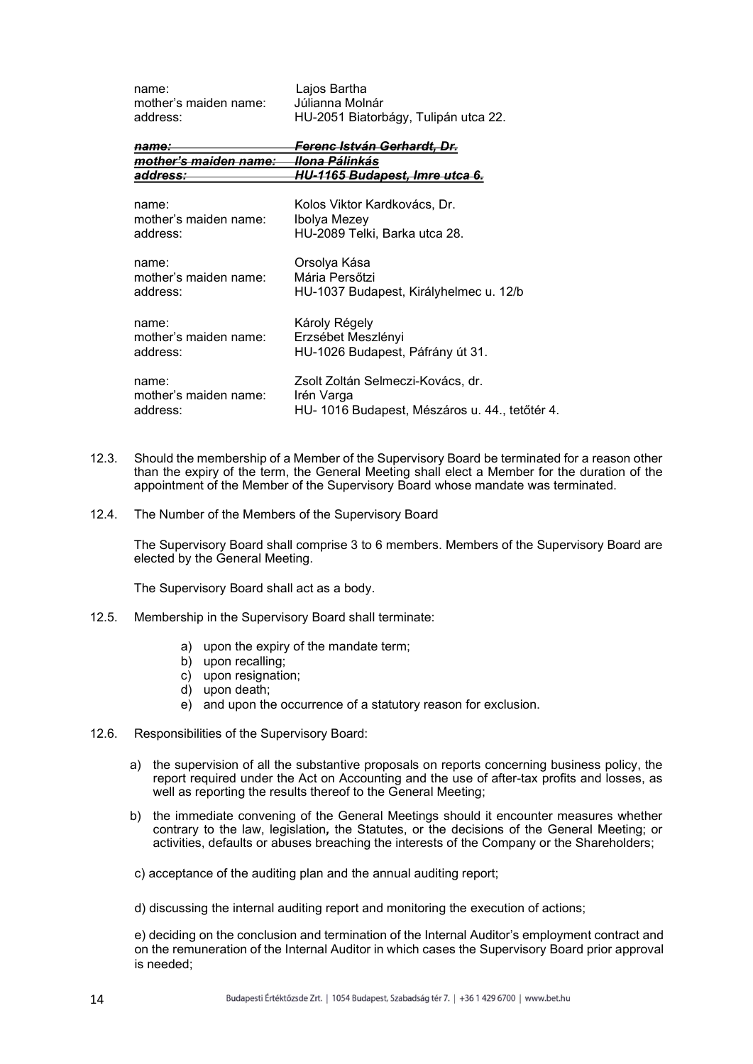| | |
|---|---|
| name: | Lajos Bartha |
| mother's maiden name: | Júlianna Molnár |
| address: | HU-2051 Biatorbágy, Tulipán utca 22. |

| | |
|---|---|
| ~~***name:***~~ | ~~***Ferenc István Gerhardt, Dr.***~~ |
| ~~***mother's maiden name:***~~ | ~~***Ilona Pálinkás***~~ |
| ~~***address:***~~ | ~~***HU-1165 Budapest, Imre utca 6.***~~ |

| | |
|---|---|
| name: | Kolos Viktor Kardkovács, Dr. |
| mother's maiden name: | Ibolya Mezey |
| address: | HU-2089 Telki, Barka utca 28. |

| | |
|---|---|
| name: | Orsolya Kása |
| mother's maiden name: | Mária Persőtzi |
| address: | HU-1037 Budapest, Királyhelmec u. 12/b |

| | |
|---|---|
| name: | Károly Régely |
| mother's maiden name: | Erzsébet Meszlényi |
| address: | HU-1026 Budapest, Páfrány út 31. |

| | |
|---|---|
| name: | Zsolt Zoltán Selmeczi-Kovács, dr. |
| mother's maiden name: | Irén Varga |
| address: | HU- 1016 Budapest, Mészáros u. 44., tetőtér 4. |

12.3. Should the membership of a Member of the Supervisory Board be terminated for a reason other than the expiry of the term, the General Meeting shall elect a Member for the duration of the appointment of the Member of the Supervisory Board whose mandate was terminated.

12.4. The Number of the Members of the Supervisory Board

The Supervisory Board shall comprise 3 to 6 members. Members of the Supervisory Board are elected by the General Meeting.

The Supervisory Board shall act as a body.

12.5. Membership in the Supervisory Board shall terminate:

a) upon the expiry of the mandate term;
b) upon recalling;
c) upon resignation;
d) upon death;
e) and upon the occurrence of a statutory reason for exclusion.

12.6. Responsibilities of the Supervisory Board:

a) the supervision of all the substantive proposals on reports concerning business policy, the report required under the Act on Accounting and the use of after-tax profits and losses, as well as reporting the results thereof to the General Meeting;

b) the immediate convening of the General Meetings should it encounter measures whether contrary to the law, legislation*,* the Statutes, or the decisions of the General Meeting; or activities, defaults or abuses breaching the interests of the Company or the Shareholders;

c) acceptance of the auditing plan and the annual auditing report;

d) discussing the internal auditing report and monitoring the execution of actions;

e) deciding on the conclusion and termination of the Internal Auditor's employment contract and on the remuneration of the Internal Auditor in which cases the Supervisory Board prior approval is needed;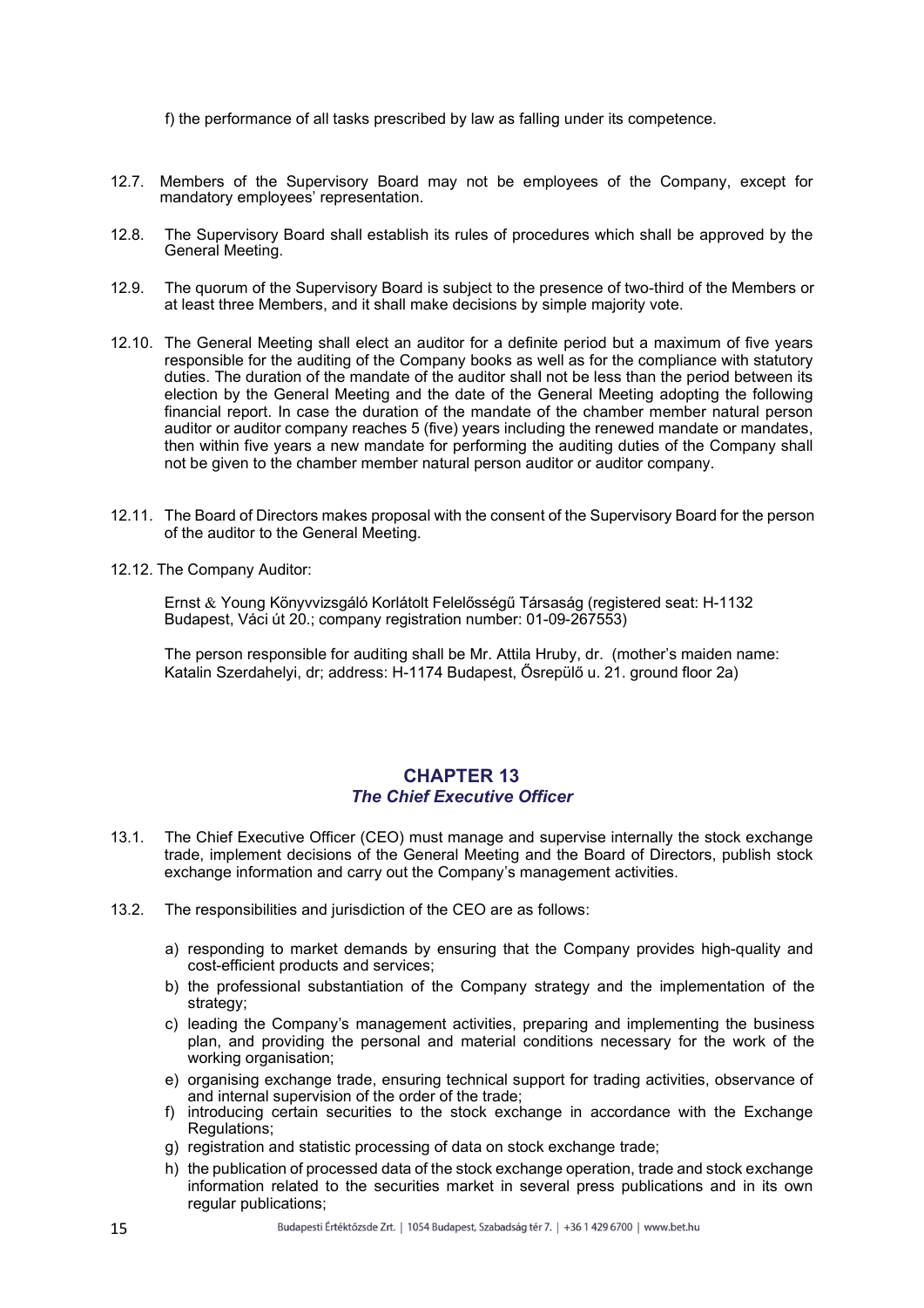f) the performance of all tasks prescribed by law as falling under its competence.

12.7. Members of the Supervisory Board may not be employees of the Company, except for mandatory employees' representation.

12.8. The Supervisory Board shall establish its rules of procedures which shall be approved by the General Meeting.

12.9. The quorum of the Supervisory Board is subject to the presence of two-third of the Members or at least three Members, and it shall make decisions by simple majority vote.

12.10. The General Meeting shall elect an auditor for a definite period but a maximum of five years responsible for the auditing of the Company books as well as for the compliance with statutory duties. The duration of the mandate of the auditor shall not be less than the period between its election by the General Meeting and the date of the General Meeting adopting the following financial report. In case the duration of the mandate of the chamber member natural person auditor or auditor company reaches 5 (five) years including the renewed mandate or mandates, then within five years a new mandate for performing the auditing duties of the Company shall not be given to the chamber member natural person auditor or auditor company.

12.11. The Board of Directors makes proposal with the consent of the Supervisory Board for the person of the auditor to the General Meeting.

12.12. The Company Auditor:

Ernst & Young Könyvvizsgáló Korlátolt Felelősségű Társaság (registered seat: H-1132 Budapest, Váci út 20.; company registration number: 01-09-267553)

The person responsible for auditing shall be Mr. Attila Hruby, dr. (mother's maiden name: Katalin Szerdahelyi, dr; address: H-1174 Budapest, Ősrepülő u. 21. ground floor 2a)

## CHAPTER 13
### *The Chief Executive Officer*

13.1. The Chief Executive Officer (CEO) must manage and supervise internally the stock exchange trade, implement decisions of the General Meeting and the Board of Directors, publish stock exchange information and carry out the Company's management activities.

13.2. The responsibilities and jurisdiction of the CEO are as follows:

a) responding to market demands by ensuring that the Company provides high-quality and cost-efficient products and services;
b) the professional substantiation of the Company strategy and the implementation of the strategy;
c) leading the Company's management activities, preparing and implementing the business plan, and providing the personal and material conditions necessary for the work of the working organisation;
e) organising exchange trade, ensuring technical support for trading activities, observance of and internal supervision of the order of the trade;
f) introducing certain securities to the stock exchange in accordance with the Exchange Regulations;
g) registration and statistic processing of data on stock exchange trade;
h) the publication of processed data of the stock exchange operation, trade and stock exchange information related to the securities market in several press publications and in its own regular publications;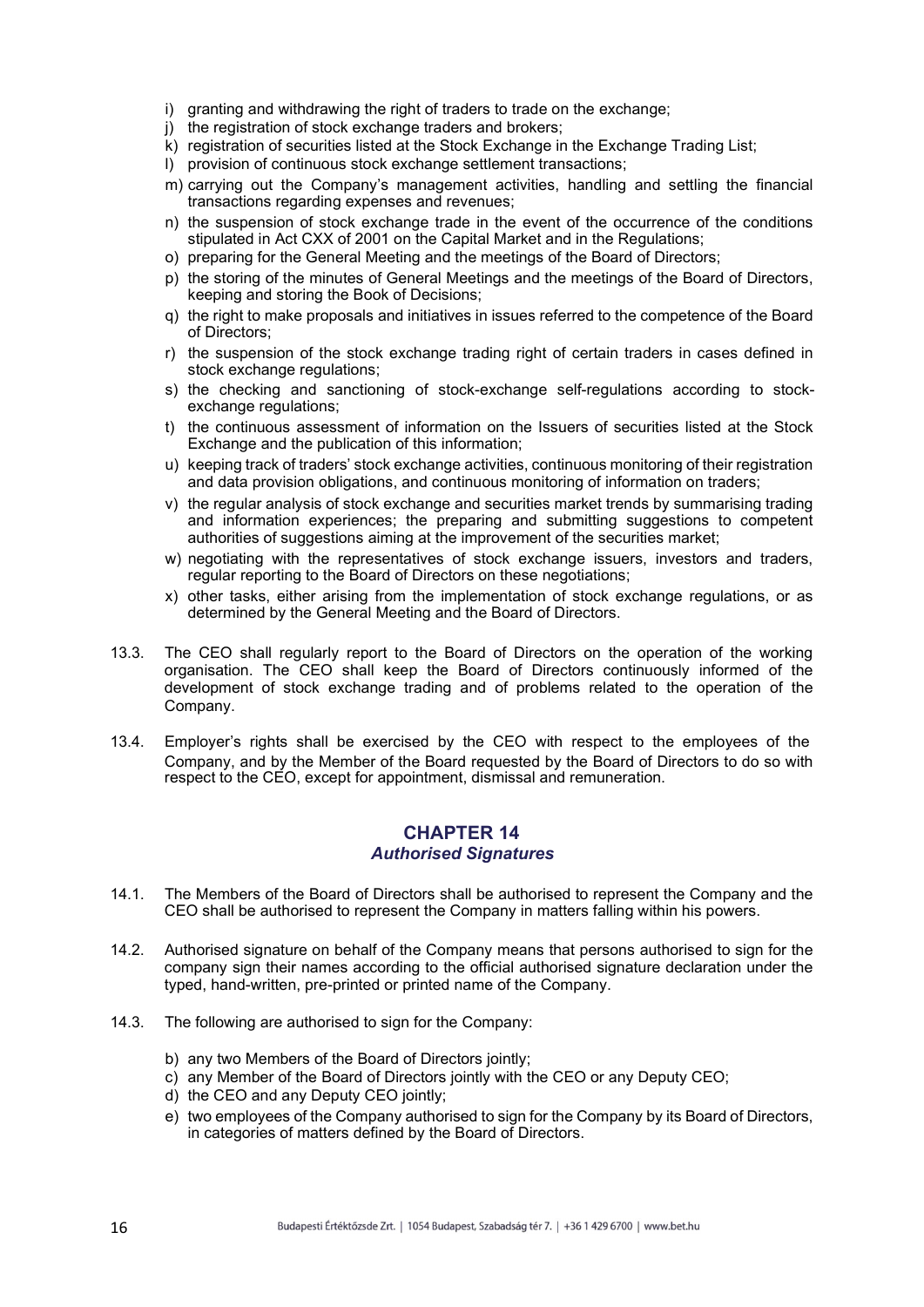i) granting and withdrawing the right of traders to trade on the exchange;
j) the registration of stock exchange traders and brokers;
k) registration of securities listed at the Stock Exchange in the Exchange Trading List;
l) provision of continuous stock exchange settlement transactions;
m) carrying out the Company's management activities, handling and settling the financial transactions regarding expenses and revenues;
n) the suspension of stock exchange trade in the event of the occurrence of the conditions stipulated in Act CXX of 2001 on the Capital Market and in the Regulations;
o) preparing for the General Meeting and the meetings of the Board of Directors;
p) the storing of the minutes of General Meetings and the meetings of the Board of Directors, keeping and storing the Book of Decisions;
q) the right to make proposals and initiatives in issues referred to the competence of the Board of Directors;
r) the suspension of the stock exchange trading right of certain traders in cases defined in stock exchange regulations;
s) the checking and sanctioning of stock-exchange self-regulations according to stock-exchange regulations;
t) the continuous assessment of information on the Issuers of securities listed at the Stock Exchange and the publication of this information;
u) keeping track of traders' stock exchange activities, continuous monitoring of their registration and data provision obligations, and continuous monitoring of information on traders;
v) the regular analysis of stock exchange and securities market trends by summarising trading and information experiences; the preparing and submitting suggestions to competent authorities of suggestions aiming at the improvement of the securities market;
w) negotiating with the representatives of stock exchange issuers, investors and traders, regular reporting to the Board of Directors on these negotiations;
x) other tasks, either arising from the implementation of stock exchange regulations, or as determined by the General Meeting and the Board of Directors.

13.3. The CEO shall regularly report to the Board of Directors on the operation of the working organisation. The CEO shall keep the Board of Directors continuously informed of the development of stock exchange trading and of problems related to the operation of the Company.

13.4. Employer's rights shall be exercised by the CEO with respect to the employees of the Company, and by the Member of the Board requested by the Board of Directors to do so with respect to the CEO, except for appointment, dismissal and remuneration.

## CHAPTER 14
### *Authorised Signatures*

14.1. The Members of the Board of Directors shall be authorised to represent the Company and the CEO shall be authorised to represent the Company in matters falling within his powers.

14.2. Authorised signature on behalf of the Company means that persons authorised to sign for the company sign their names according to the official authorised signature declaration under the typed, hand-written, pre-printed or printed name of the Company.

14.3. The following are authorised to sign for the Company:

b) any two Members of the Board of Directors jointly;
c) any Member of the Board of Directors jointly with the CEO or any Deputy CEO;
d) the CEO and any Deputy CEO jointly;
e) two employees of the Company authorised to sign for the Company by its Board of Directors, in categories of matters defined by the Board of Directors.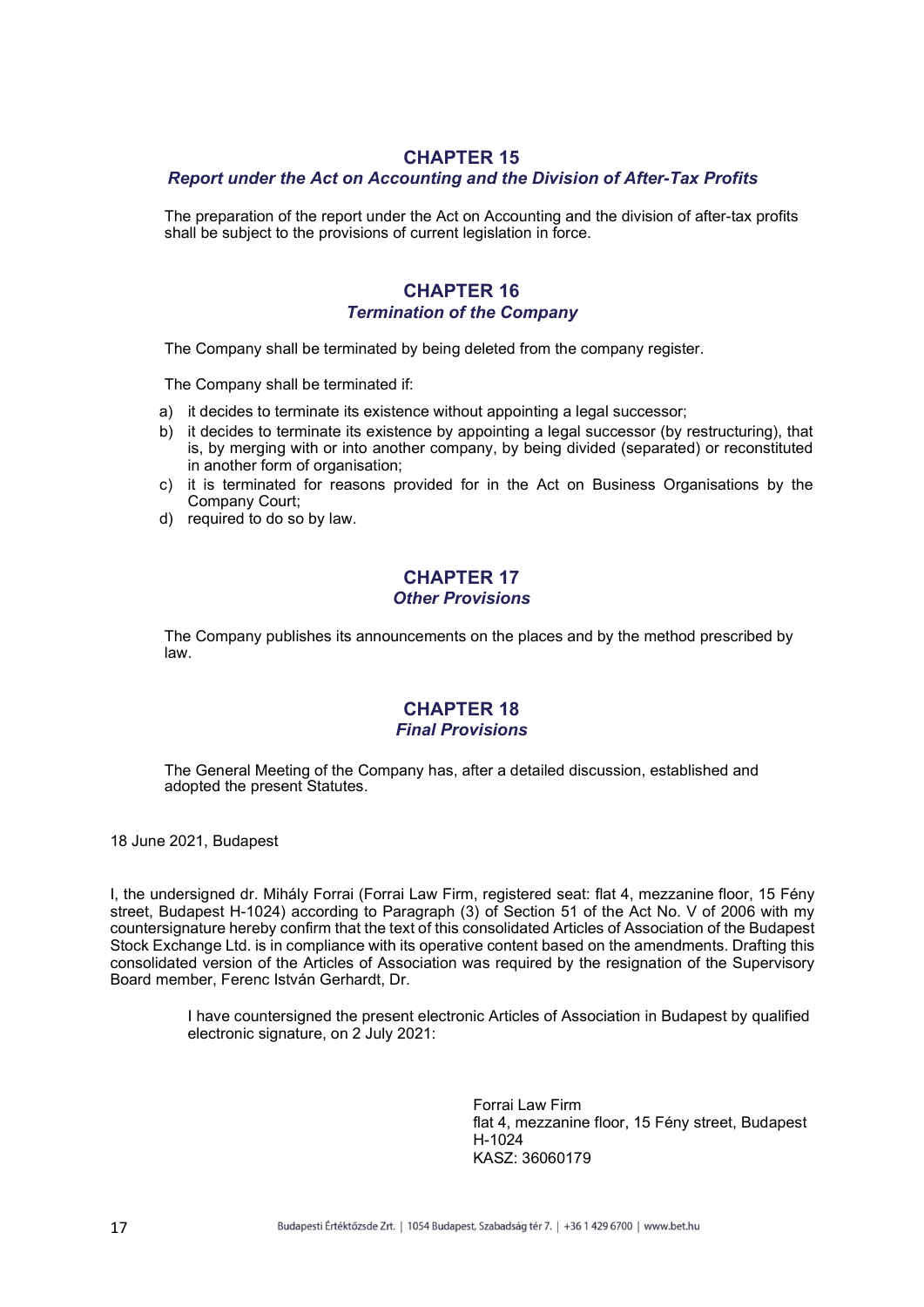## CHAPTER 15

### *Report under the Act on Accounting and the Division of After-Tax Profits*

The preparation of the report under the Act on Accounting and the division of after-tax profits shall be subject to the provisions of current legislation in force.

## CHAPTER 16

### *Termination of the Company*

The Company shall be terminated by being deleted from the company register.

The Company shall be terminated if:

a) it decides to terminate its existence without appointing a legal successor;
b) it decides to terminate its existence by appointing a legal successor (by restructuring), that is, by merging with or into another company, by being divided (separated) or reconstituted in another form of organisation;
c) it is terminated for reasons provided for in the Act on Business Organisations by the Company Court;
d) required to do so by law.

## CHAPTER 17

### *Other Provisions*

The Company publishes its announcements on the places and by the method prescribed by law.

## CHAPTER 18

### *Final Provisions*

The General Meeting of the Company has, after a detailed discussion, established and adopted the present Statutes.

18 June 2021, Budapest

I, the undersigned dr. Mihály Forrai (Forrai Law Firm, registered seat: flat 4, mezzanine floor, 15 Fény street, Budapest H-1024) according to Paragraph (3) of Section 51 of the Act No. V of 2006 with my countersignature hereby confirm that the text of this consolidated Articles of Association of the Budapest Stock Exchange Ltd. is in compliance with its operative content based on the amendments. Drafting this consolidated version of the Articles of Association was required by the resignation of the Supervisory Board member, Ferenc István Gerhardt, Dr.

I have countersigned the present electronic Articles of Association in Budapest by qualified electronic signature, on 2 July 2021:

Forrai Law Firm
flat 4, mezzanine floor, 15 Fény street, Budapest
H-1024
KASZ: 36060179